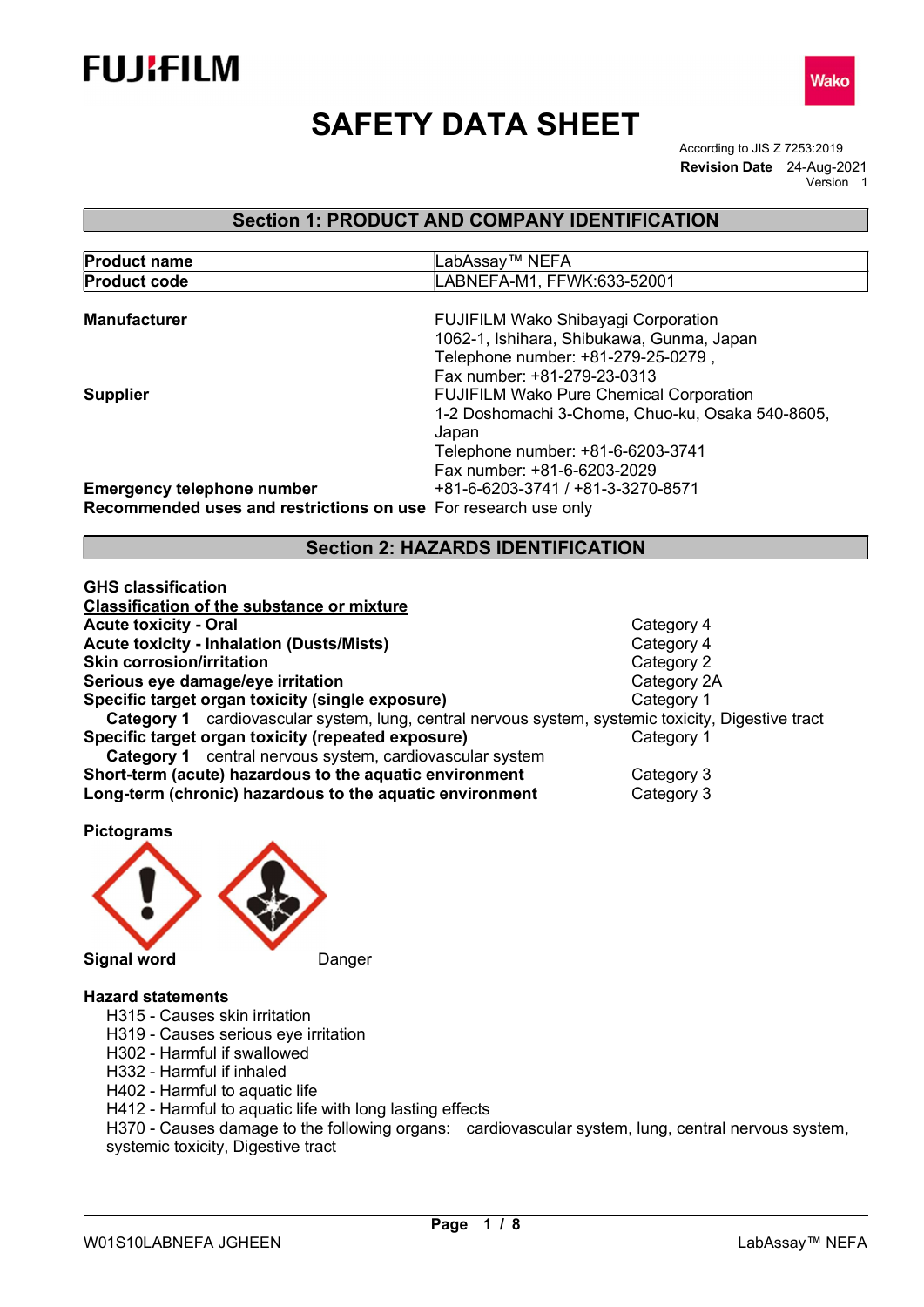# SAFETY DATA SHEET

According to JIS Z 7253:2019
**Revision Date** 24-Aug-2021
Version 1

## Section 1: PRODUCT AND COMPANY IDENTIFICATION

| | |
|---|---|
| **Product name** | LabAssay™ NEFA |
| **Product code** | LABNEFA-M1, FFWK:633-52001 |

**Manufacturer**
FUJIFILM Wako Shibayagi Corporation
1062-1, Ishihara, Shibukawa, Gunma, Japan
Telephone number: +81-279-25-0279 ,
Fax number: +81-279-23-0313

**Supplier**
FUJIFILM Wako Pure Chemical Corporation
1-2 Doshomachi 3-Chome, Chuo-ku, Osaka 540-8605, Japan
Telephone number: +81-6-6203-3741
Fax number: +81-6-6203-2029

**Emergency telephone number** +81-6-6203-3741 / +81-3-3270-8571

**Recommended uses and restrictions on use** For research use only

## Section 2: HAZARDS IDENTIFICATION

**GHS classification**

**Classification of the substance or mixture**

| | |
|---|---|
| **Acute toxicity - Oral** | Category 4 |
| **Acute toxicity - Inhalation (Dusts/Mists)** | Category 4 |
| **Skin corrosion/irritation** | Category 2 |
| **Serious eye damage/eye irritation** | Category 2A |
| **Specific target organ toxicity (single exposure)** | Category 1 |
| **Category 1** cardiovascular system, lung, central nervous system, systemic toxicity, Digestive tract | |
| **Specific target organ toxicity (repeated exposure)** | Category 1 |
| **Category 1** central nervous system, cardiovascular system | |
| **Short-term (acute) hazardous to the aquatic environment** | Category 3 |
| **Long-term (chronic) hazardous to the aquatic environment** | Category 3 |

**Pictograms**

**Signal word** Danger

**Hazard statements**

- H315 - Causes skin irritation
- H319 - Causes serious eye irritation
- H302 - Harmful if swallowed
- H332 - Harmful if inhaled
- H402 - Harmful to aquatic life
- H412 - Harmful to aquatic life with long lasting effects
- H370 - Causes damage to the following organs: cardiovascular system, lung, central nervous system, systemic toxicity, Digestive tract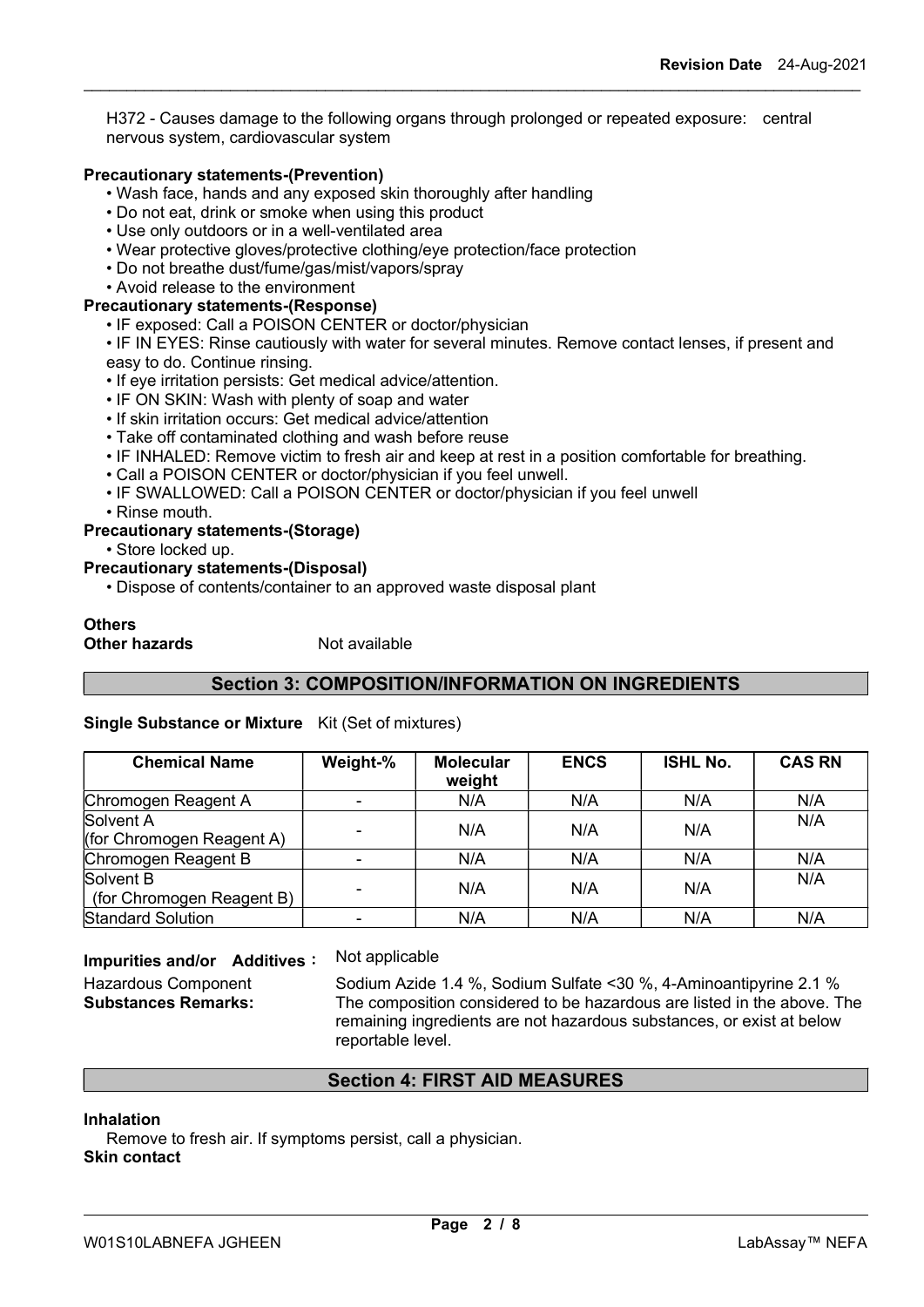H372 - Causes damage to the following organs through prolonged or repeated exposure: central nervous system, cardiovascular system

**Precautionary statements-(Prevention)**

- Wash face, hands and any exposed skin thoroughly after handling
- Do not eat, drink or smoke when using this product
- Use only outdoors or in a well-ventilated area
- Wear protective gloves/protective clothing/eye protection/face protection
- Do not breathe dust/fume/gas/mist/vapors/spray
- Avoid release to the environment

**Precautionary statements-(Response)**

- IF exposed: Call a POISON CENTER or doctor/physician
- IF IN EYES: Rinse cautiously with water for several minutes. Remove contact lenses, if present and easy to do. Continue rinsing.
- If eye irritation persists: Get medical advice/attention.
- IF ON SKIN: Wash with plenty of soap and water
- If skin irritation occurs: Get medical advice/attention
- Take off contaminated clothing and wash before reuse
- IF INHALED: Remove victim to fresh air and keep at rest in a position comfortable for breathing.
- Call a POISON CENTER or doctor/physician if you feel unwell.
- IF SWALLOWED: Call a POISON CENTER or doctor/physician if you feel unwell
- Rinse mouth.

**Precautionary statements-(Storage)**

- Store locked up.

**Precautionary statements-(Disposal)**

- Dispose of contents/container to an approved waste disposal plant

**Others**

**Other hazards** Not available

## Section 3: COMPOSITION/INFORMATION ON INGREDIENTS

**Single Substance or Mixture** Kit (Set of mixtures)

| Chemical Name | Weight-% | Molecular weight | ENCS | ISHL No. | CAS RN |
|---|---|---|---|---|---|
| Chromogen Reagent A | - | N/A | N/A | N/A | N/A |
| Solvent A (for Chromogen Reagent A) | - | N/A | N/A | N/A | N/A |
| Chromogen Reagent B | - | N/A | N/A | N/A | N/A |
| Solvent B (for Chromogen Reagent B) | - | N/A | N/A | N/A | N/A |
| Standard Solution | - | N/A | N/A | N/A | N/A |

**Impurities and/or Additives**： Not applicable

Hazardous Component: Sodium Azide 1.4 %, Sodium Sulfate <30 %, 4-Aminoantipyrine 2.1 %

**Substances Remarks:** The composition considered to be hazardous are listed in the above. The remaining ingredients are not hazardous substances, or exist at below reportable level.

## Section 4: FIRST AID MEASURES

**Inhalation**

Remove to fresh air. If symptoms persist, call a physician.

**Skin contact**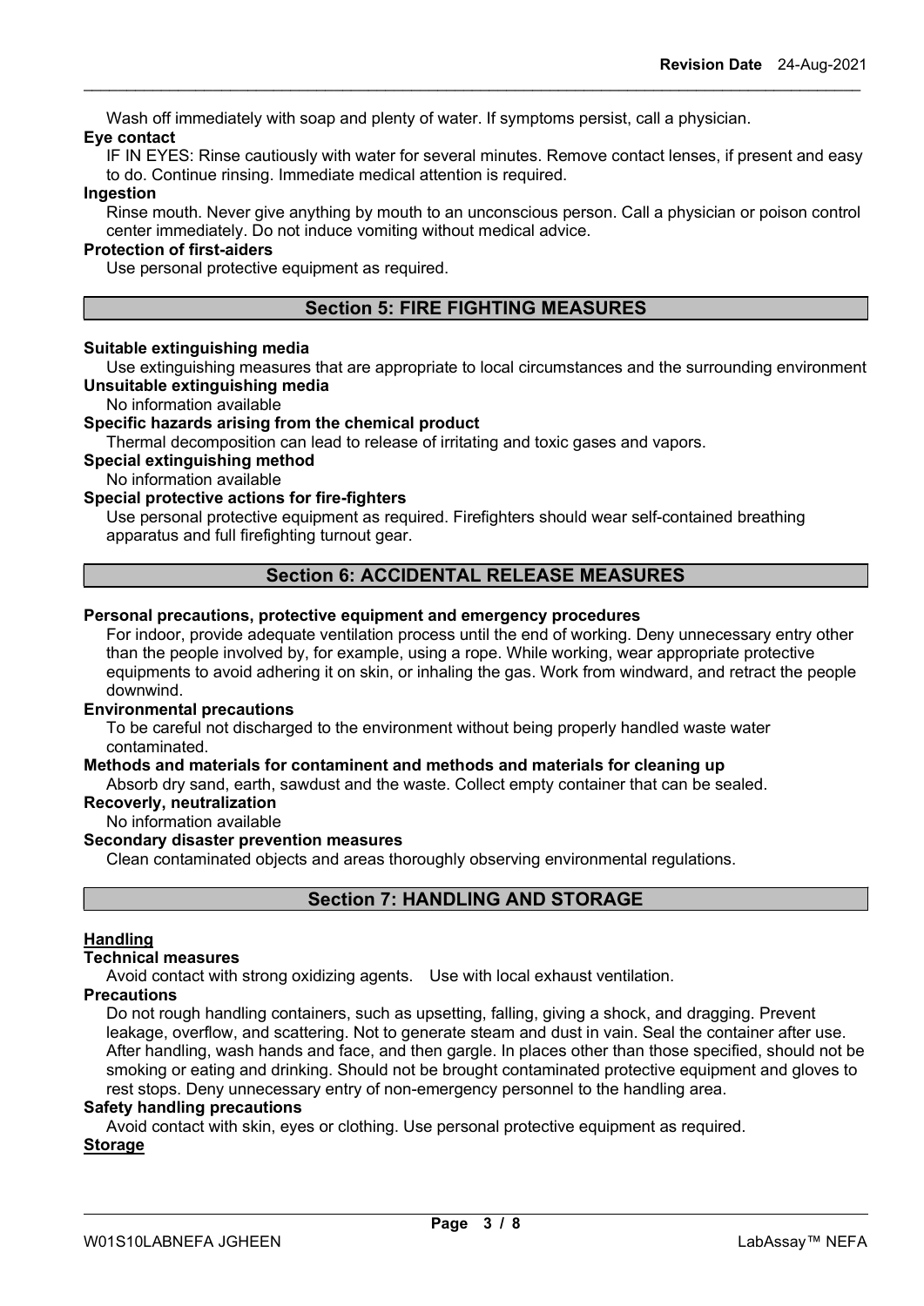Wash off immediately with soap and plenty of water. If symptoms persist, call a physician.

**Eye contact**

IF IN EYES: Rinse cautiously with water for several minutes. Remove contact lenses, if present and easy to do. Continue rinsing. Immediate medical attention is required.

**Ingestion**

Rinse mouth. Never give anything by mouth to an unconscious person. Call a physician or poison control center immediately. Do not induce vomiting without medical advice.

**Protection of first-aiders**

Use personal protective equipment as required.

## Section 5: FIRE FIGHTING MEASURES

**Suitable extinguishing media**

Use extinguishing measures that are appropriate to local circumstances and the surrounding environment

**Unsuitable extinguishing media**

No information available

**Specific hazards arising from the chemical product**

Thermal decomposition can lead to release of irritating and toxic gases and vapors.

**Special extinguishing method**

No information available

**Special protective actions for fire-fighters**

Use personal protective equipment as required. Firefighters should wear self-contained breathing apparatus and full firefighting turnout gear.

## Section 6: ACCIDENTAL RELEASE MEASURES

**Personal precautions, protective equipment and emergency procedures**

For indoor, provide adequate ventilation process until the end of working. Deny unnecessary entry other than the people involved by, for example, using a rope. While working, wear appropriate protective equipments to avoid adhering it on skin, or inhaling the gas. Work from windward, and retract the people downwind.

**Environmental precautions**

To be careful not discharged to the environment without being properly handled waste water contaminated.

**Methods and materials for contaminent and methods and materials for cleaning up**

Absorb dry sand, earth, sawdust and the waste. Collect empty container that can be sealed.

**Recoverly, neutralization**

No information available

**Secondary disaster prevention measures**

Clean contaminated objects and areas thoroughly observing environmental regulations.

## Section 7: HANDLING AND STORAGE

**Handling**

**Technical measures**

Avoid contact with strong oxidizing agents. Use with local exhaust ventilation.

**Precautions**

Do not rough handling containers, such as upsetting, falling, giving a shock, and dragging. Prevent leakage, overflow, and scattering. Not to generate steam and dust in vain. Seal the container after use. After handling, wash hands and face, and then gargle. In places other than those specified, should not be smoking or eating and drinking. Should not be brought contaminated protective equipment and gloves to rest stops. Deny unnecessary entry of non-emergency personnel to the handling area.

**Safety handling precautions**

Avoid contact with skin, eyes or clothing. Use personal protective equipment as required.

**Storage**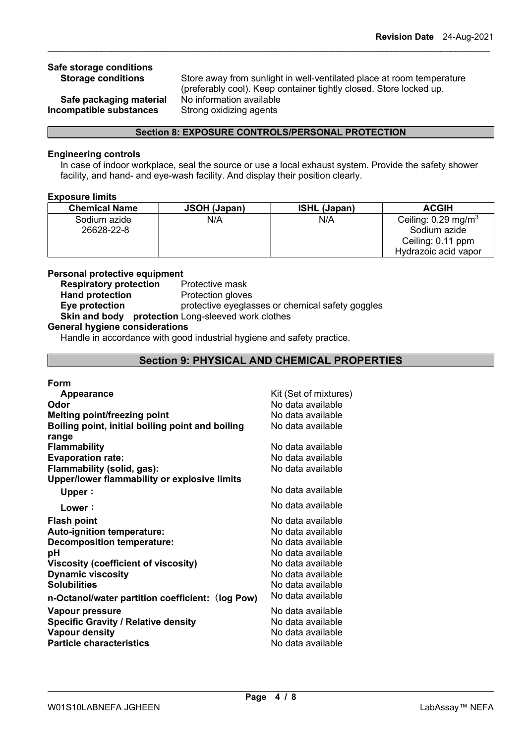**Safe storage conditions**

**Storage conditions** Store away from sunlight in well-ventilated place at room temperature (preferably cool). Keep container tightly closed. Store locked up.

**Safe packaging material** No information available

**Incompatible substances** Strong oxidizing agents

## Section 8: EXPOSURE CONTROLS/PERSONAL PROTECTION

**Engineering controls**

In case of indoor workplace, seal the source or use a local exhaust system. Provide the safety shower facility, and hand- and eye-wash facility. And display their position clearly.

**Exposure limits**

| Chemical Name | JSOH (Japan) | ISHL (Japan) | ACGIH |
|---|---|---|---|
| Sodium azide<br>26628-22-8 | N/A | N/A | Ceiling: 0.29 $mg/m^3$<br>Sodium azide<br>Ceiling: 0.11 ppm<br>Hydrazoic acid vapor |

**Personal protective equipment**

**Respiratory protection** Protective mask

**Hand protection** Protection gloves

**Eye protection** protective eyeglasses or chemical safety goggles

**Skin and body protection** Long-sleeved work clothes

**General hygiene considerations**

Handle in accordance with good industrial hygiene and safety practice.

## Section 9: PHYSICAL AND CHEMICAL PROPERTIES

**Form**

| | |
|---|---|
| **Appearance** | Kit (Set of mixtures) |
| **Odor** | No data available |
| **Melting point/freezing point** | No data available |
| **Boiling point, initial boiling point and boiling range** | No data available |
| **Flammability** | No data available |
| **Evaporation rate:** | No data available |
| **Flammability (solid, gas):** | No data available |
| **Upper/lower flammability or explosive limits** | |
| **Upper：** | No data available |
| **Lower：** | No data available |
| **Flash point** | No data available |
| **Auto-ignition temperature:** | No data available |
| **Decomposition temperature:** | No data available |
| **pH** | No data available |
| **Viscosity (coefficient of viscosity)** | No data available |
| **Dynamic viscosity** | No data available |
| **Solubilities** | No data available |
| **n-Octanol/water partition coefficient:（log Pow)** | No data available |
| **Vapour pressure** | No data available |
| **Specific Gravity / Relative density** | No data available |
| **Vapour density** | No data available |
| **Particle characteristics** | No data available |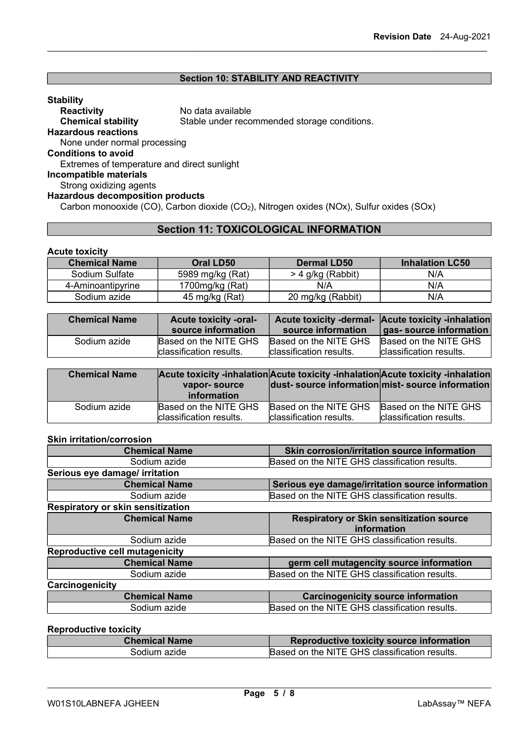## Section 10: STABILITY AND REACTIVITY

**Stability**

**Reactivity** No data available

**Chemical stability** Stable under recommended storage conditions.

**Hazardous reactions**

None under normal processing

**Conditions to avoid**

Extremes of temperature and direct sunlight

**Incompatible materials**

Strong oxidizing agents

**Hazardous decomposition products**

Carbon monooxide (CO), Carbon dioxide ($CO_2$), Nitrogen oxides (NOx), Sulfur oxides (SOx)

## Section 11: TOXICOLOGICAL INFORMATION

**Acute toxicity**

| Chemical Name | Oral LD50 | Dermal LD50 | Inhalation LC50 |
|---|---|---|---|
| Sodium Sulfate | 5989 mg/kg (Rat) | > 4 g/kg (Rabbit) | N/A |
| 4-Aminoantipyrine | 1700mg/kg (Rat) | N/A | N/A |
| Sodium azide | 45 mg/kg (Rat) | 20 mg/kg (Rabbit) | N/A |

| Chemical Name | Acute toxicity -oral- source information | Acute toxicity -dermal- source information | Acute toxicity -inhalation gas- source information |
|---|---|---|---|
| Sodium azide | Based on the NITE GHS classification results. | Based on the NITE GHS classification results. | Based on the NITE GHS classification results. |

| Chemical Name | Acute toxicity -inhalation vapor- source information | Acute toxicity -inhalation dust- source information | Acute toxicity -inhalation mist- source information |
|---|---|---|---|
| Sodium azide | Based on the NITE GHS classification results. | Based on the NITE GHS classification results. | Based on the NITE GHS classification results. |

**Skin irritation/corrosion**

| Chemical Name | Skin corrosion/irritation source information |
|---|---|
| Sodium azide | Based on the NITE GHS classification results. |

**Serious eye damage/ irritation**

| Chemical Name | Serious eye damage/irritation source information |
|---|---|
| Sodium azide | Based on the NITE GHS classification results. |

**Respiratory or skin sensitization**

| Chemical Name | Respiratory or Skin sensitization source information |
|---|---|
| Sodium azide | Based on the NITE GHS classification results. |

**Reproductive cell mutagenicity**

| Chemical Name | germ cell mutagencity source information |
|---|---|
| Sodium azide | Based on the NITE GHS classification results. |

**Carcinogenicity**

| Chemical Name | Carcinogenicity source information |
|---|---|
| Sodium azide | Based on the NITE GHS classification results. |

**Reproductive toxicity**

| Chemical Name | Reproductive toxicity source information |
|---|---|
| Sodium azide | Based on the NITE GHS classification results. |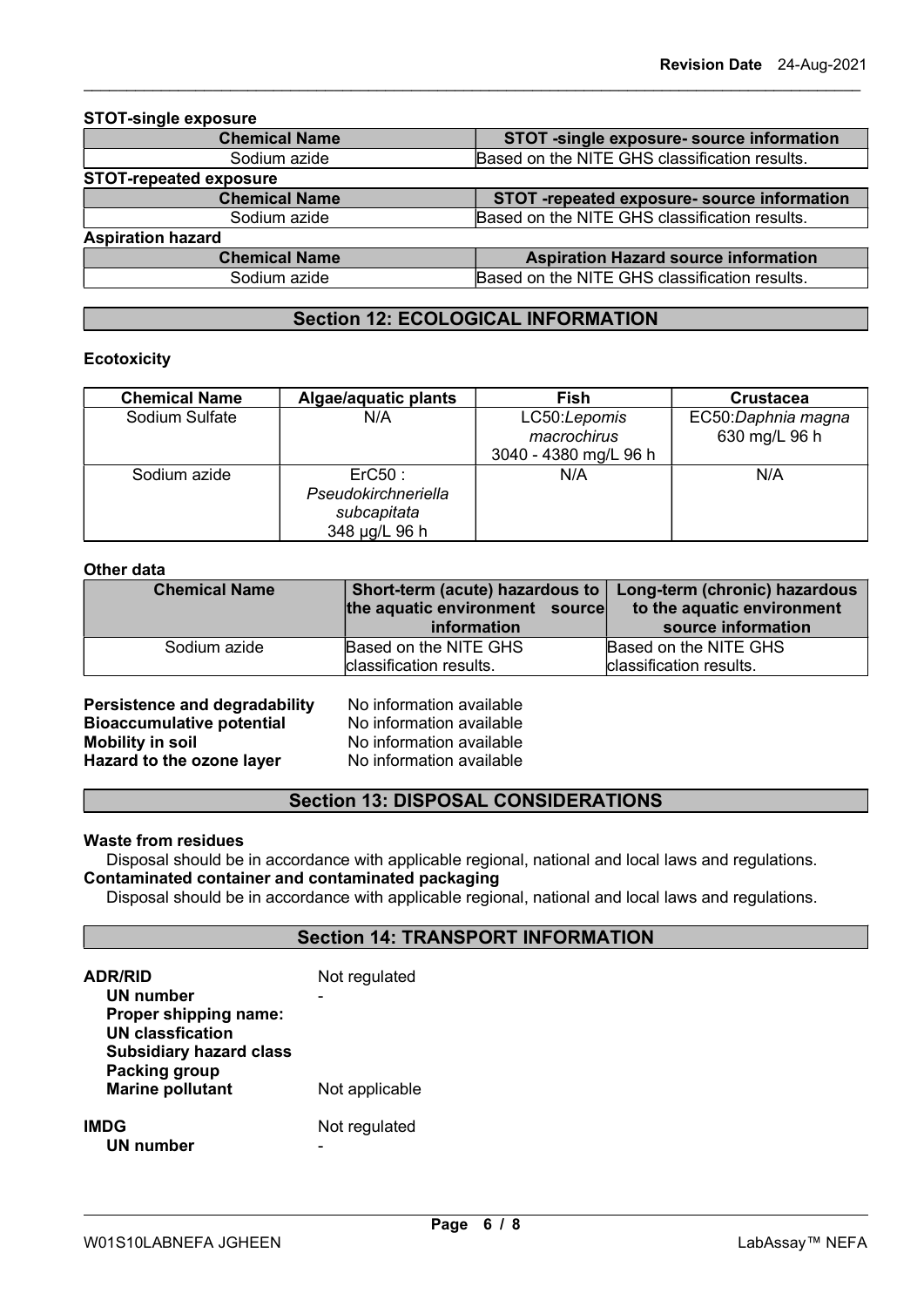**STOT-single exposure**

| Chemical Name | STOT -single exposure- source information |
|---|---|
| Sodium azide | Based on the NITE GHS classification results. |

**STOT-repeated exposure**

| Chemical Name | STOT -repeated exposure- source information |
|---|---|
| Sodium azide | Based on the NITE GHS classification results. |

**Aspiration hazard**

| Chemical Name | Aspiration Hazard source information |
|---|---|
| Sodium azide | Based on the NITE GHS classification results. |

## Section 12: ECOLOGICAL INFORMATION

**Ecotoxicity**

| Chemical Name | Algae/aquatic plants | Fish | Crustacea |
|---|---|---|---|
| Sodium Sulfate | N/A | LC50:*Lepomis macrochirus* 3040 - 4380 mg/L 96 h | EC50:*Daphnia magna* 630 mg/L 96 h |
| Sodium azide | ErC50 : *Pseudokirchneriella subcapitata* 348 μg/L 96 h | N/A | N/A |

**Other data**

| Chemical Name | Short-term (acute) hazardous to the aquatic environment source information | Long-term (chronic) hazardous to the aquatic environment source information |
|---|---|---|
| Sodium azide | Based on the NITE GHS classification results. | Based on the NITE GHS classification results. |

**Persistence and degradability** No information available
**Bioaccumulative potential** No information available
**Mobility in soil** No information available
**Hazard to the ozone layer** No information available

## Section 13: DISPOSAL CONSIDERATIONS

**Waste from residues**
Disposal should be in accordance with applicable regional, national and local laws and regulations.
**Contaminated container and contaminated packaging**
Disposal should be in accordance with applicable regional, national and local laws and regulations.

## Section 14: TRANSPORT INFORMATION

**ADR/RID** Not regulated
**UN number** -
**Proper shipping name:**
**UN classfication**
**Subsidiary hazard class**
**Packing group**
**Marine pollutant** Not applicable

**IMDG** Not regulated
**UN number** -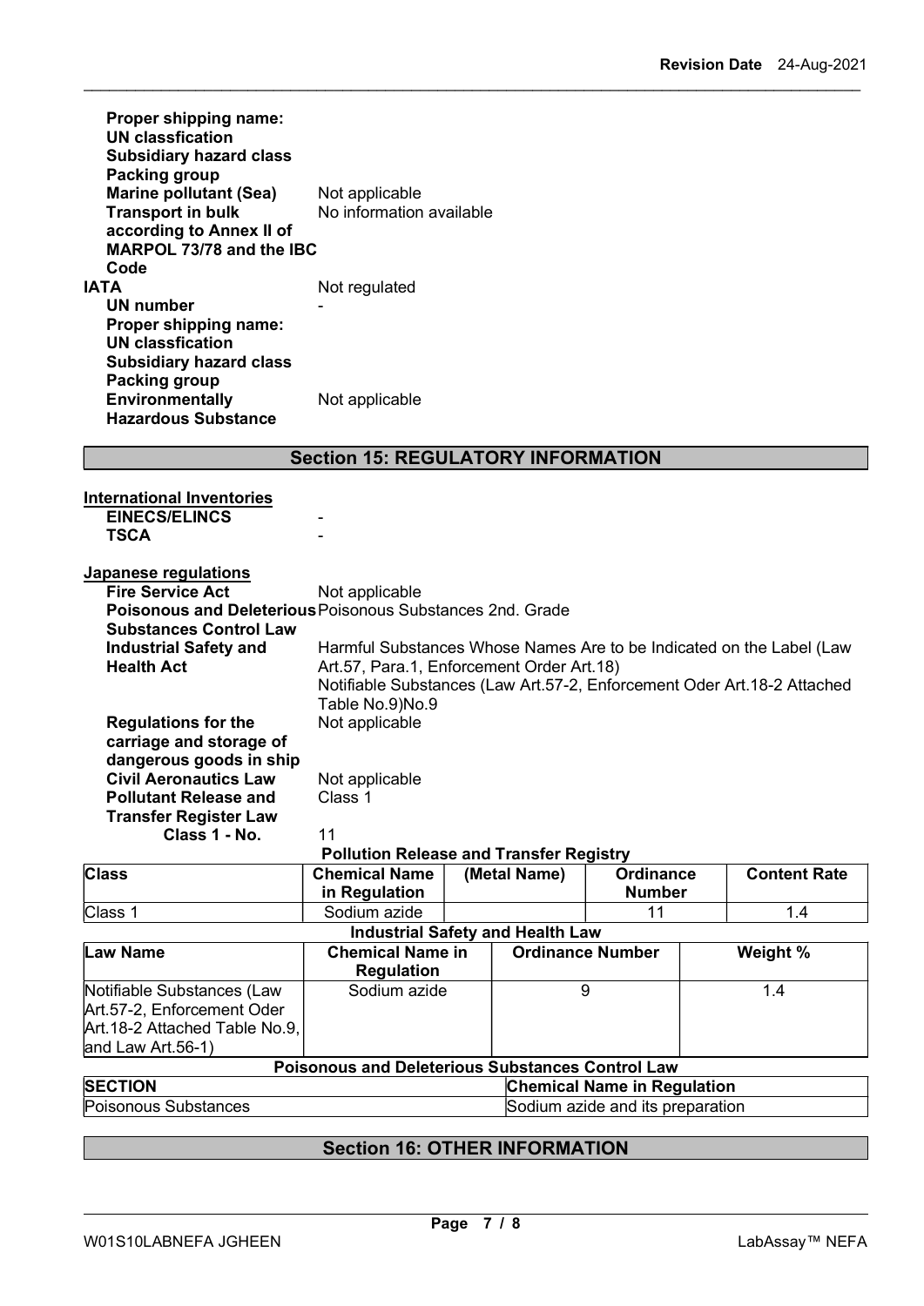**Proper shipping name:**
**UN classfication**
**Subsidiary hazard class**
**Packing group**
**Marine pollutant (Sea)** Not applicable
**Transport in bulk according to Annex II of MARPOL 73/78 and the IBC Code** No information available

**IATA** Not regulated
**UN number** -
**Proper shipping name:**
**UN classfication**
**Subsidiary hazard class**
**Packing group**
**Environmentally Hazardous Substance** Not applicable

## Section 15: REGULATORY INFORMATION

**International Inventories**

**EINECS/ELINCS** -
**TSCA** -

**Japanese regulations**

**Fire Service Act** Not applicable
**Poisonous and Deleterious Substances Control Law** Poisonous Substances 2nd. Grade
**Industrial Safety and Health Act** Harmful Substances Whose Names Are to be Indicated on the Label (Law Art.57, Para.1, Enforcement Order Art.18)
Notifiable Substances (Law Art.57-2, Enforcement Oder Art.18-2 Attached Table No.9)No.9
**Regulations for the carriage and storage of dangerous goods in ship** Not applicable
**Civil Aeronautics Law** Not applicable
**Pollutant Release and Transfer Register Law** Class 1
**Class 1 - No.** 11

**Pollution Release and Transfer Registry**

| Class | Chemical Name in Regulation | (Metal Name) | Ordinance Number | Content Rate |
|---|---|---|---|---|
| Class 1 | Sodium azide | | 11 | 1.4 |

**Industrial Safety and Health Law**

| Law Name | Chemical Name in Regulation | Ordinance Number | Weight % |
|---|---|---|---|
| Notifiable Substances (Law Art.57-2, Enforcement Oder Art.18-2 Attached Table No.9, and Law Art.56-1) | Sodium azide | 9 | 1.4 |

**Poisonous and Deleterious Substances Control Law**

| SECTION | Chemical Name in Regulation |
|---|---|
| Poisonous Substances | Sodium azide and its preparation |

## Section 16: OTHER INFORMATION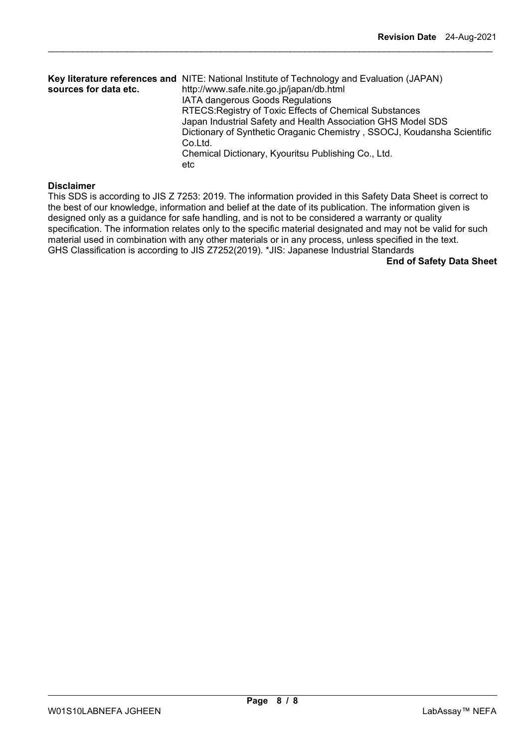**Key literature references and sources for data etc.**

NITE: National Institute of Technology and Evaluation (JAPAN)
http://www.safe.nite.go.jp/japan/db.html
IATA dangerous Goods Regulations
RTECS:Registry of Toxic Effects of Chemical Substances
Japan Industrial Safety and Health Association GHS Model SDS
Dictionary of Synthetic Oraganic Chemistry , SSOCJ, Koudansha Scientific Co.Ltd.
Chemical Dictionary, Kyouritsu Publishing Co., Ltd.
etc

**Disclaimer**

This SDS is according to JIS Z 7253: 2019. The information provided in this Safety Data Sheet is correct to the best of our knowledge, information and belief at the date of its publication. The information given is designed only as a guidance for safe handling, and is not to be considered a warranty or quality specification. The information relates only to the specific material designated and may not be valid for such material used in combination with any other materials or in any process, unless specified in the text.
GHS Classification is according to JIS Z7252(2019). *JIS: Japanese Industrial Standards

**End of Safety Data Sheet**